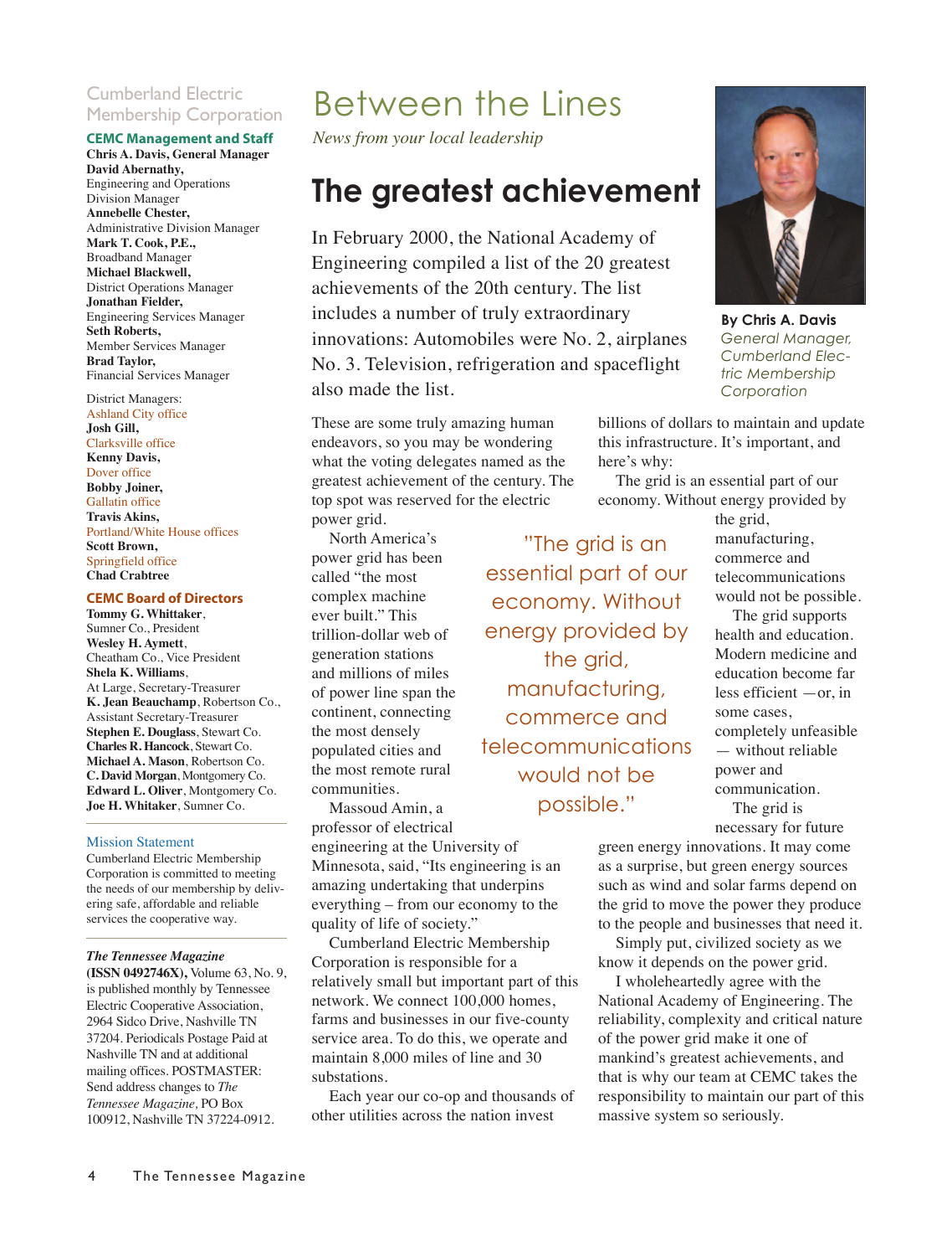## Cumberland Electric Membership Corporation

**CEMC Management and Staff**

**Chris A. Davis, General Manager**
**David Abernathy,** Engineering and Operations Division Manager
**Annebelle Chester,** Administrative Division Manager
**Mark T. Cook, P.E.,** Broadband Manager
**Michael Blackwell,** District Operations Manager
**Jonathan Fielder,** Engineering Services Manager
**Seth Roberts,** Member Services Manager
**Brad Taylor,** Financial Services Manager

District Managers:
Ashland City office
**Josh Gill,**
Clarksville office
**Kenny Davis,**
Dover office
**Bobby Joiner,**
Gallatin office
**Travis Akins,**
Portland/White House offices
**Scott Brown,**
Springfield office
**Chad Crabtree**

**CEMC Board of Directors**

**Tommy G. Whittaker**, Sumner Co., President
**Wesley H. Aymett**, Cheatham Co., Vice President
**Shela K. Williams**, At Large, Secretary-Treasurer
**K. Jean Beauchamp**, Robertson Co., Assistant Secretary-Treasurer
**Stephen E. Douglass**, Stewart Co.
**Charles R. Hancock**, Stewart Co.
**Michael A. Mason**, Robertson Co.
**C. David Morgan**, Montgomery Co.
**Edward L. Oliver**, Montgomery Co.
**Joe H. Whitaker**, Sumner Co.

**Mission Statement**

Cumberland Electric Membership Corporation is committed to meeting the needs of our membership by delivering safe, affordable and reliable services the cooperative way.

***The Tennessee Magazine*** **(ISSN 0492746X),** Volume 63, No. 9, is published monthly by Tennessee Electric Cooperative Association, 2964 Sidco Drive, Nashville TN 37204. Periodicals Postage Paid at Nashville TN and at additional mailing offices. POSTMASTER: Send address changes to *The Tennessee Magazine,* PO Box 100912, Nashville TN 37224-0912.

# Between the Lines

*News from your local leadership*

## The greatest achievement

**By Chris A. Davis**
*General Manager, Cumberland Electric Membership Corporation*

In February 2000, the National Academy of Engineering compiled a list of the 20 greatest achievements of the 20th century. The list includes a number of truly extraordinary innovations: Automobiles were No. 2, airplanes No. 3. Television, refrigeration and spaceflight also made the list.

These are some truly amazing human endeavors, so you may be wondering what the voting delegates named as the greatest achievement of the century. The top spot was reserved for the electric power grid.

North America's power grid has been called "the most complex machine ever built." This trillion-dollar web of generation stations and millions of miles of power line span the continent, connecting the most densely populated cities and the most remote rural communities.

Massoud Amin, a professor of electrical engineering at the University of Minnesota, said, "Its engineering is an amazing undertaking that underpins everything – from our economy to the quality of life of society."

Cumberland Electric Membership Corporation is responsible for a relatively small but important part of this network. We connect 100,000 homes, farms and businesses in our five-county service area. To do this, we operate and maintain 8,000 miles of line and 30 substations.

Each year our co-op and thousands of other utilities across the nation invest billions of dollars to maintain and update this infrastructure. It's important, and here's why:

The grid is an essential part of our economy. Without energy provided by the grid, manufacturing, commerce and telecommunications would not be possible.

> "The grid is an essential part of our economy. Without energy provided by the grid, manufacturing, commerce and telecommunications would not be possible."

The grid supports health and education. Modern medicine and education become far less efficient —or, in some cases, completely unfeasible — without reliable power and communication.

The grid is necessary for future green energy innovations. It may come as a surprise, but green energy sources such as wind and solar farms depend on the grid to move the power they produce to the people and businesses that need it.

Simply put, civilized society as we know it depends on the power grid.

I wholeheartedly agree with the National Academy of Engineering. The reliability, complexity and critical nature of the power grid make it one of mankind's greatest achievements, and that is why our team at CEMC takes the responsibility to maintain our part of this massive system so seriously.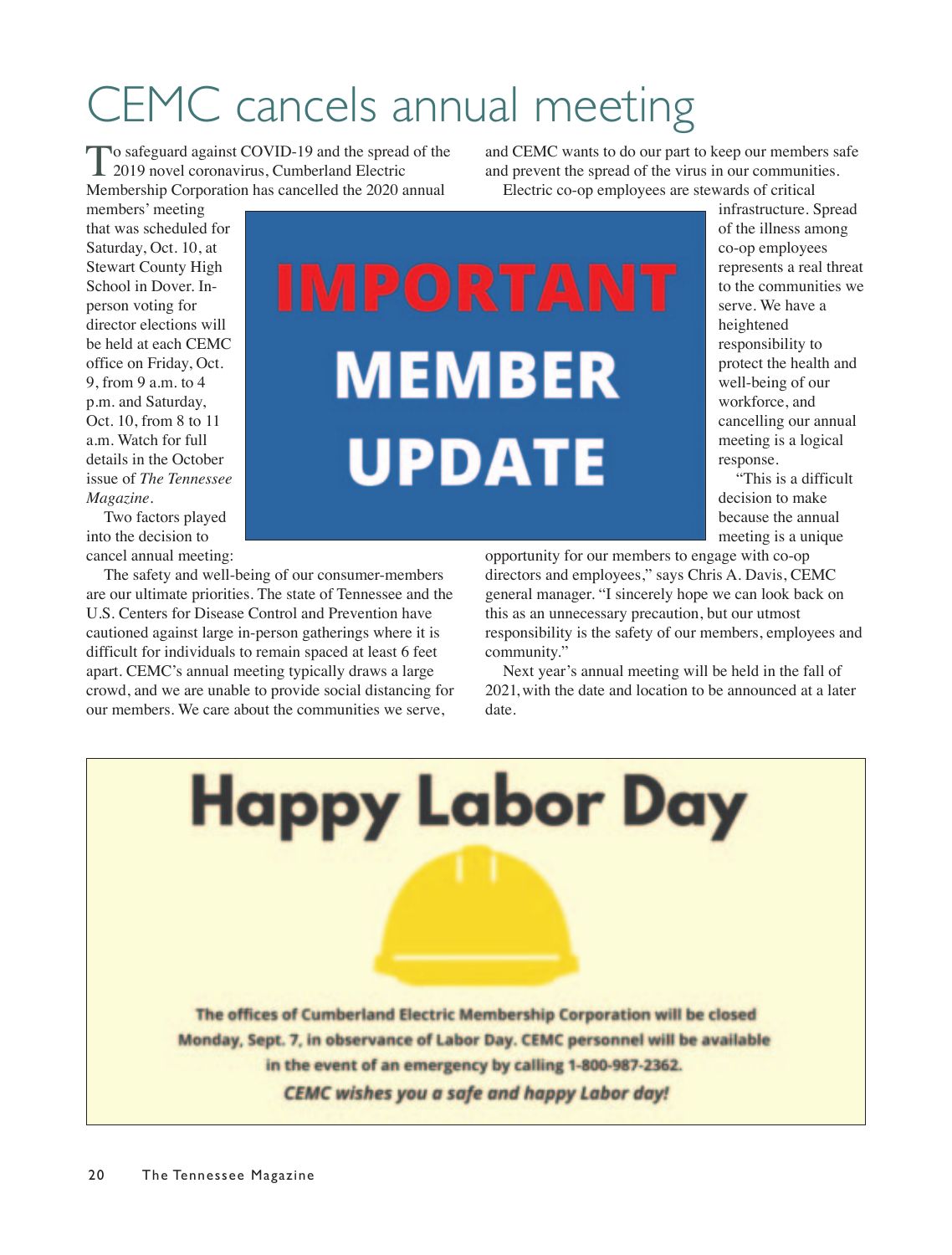# CEMC cancels annual meeting

To safeguard against COVID-19 and the spread of the 2019 novel coronavirus, Cumberland Electric Membership Corporation has cancelled the 2020 annual members' meeting that was scheduled for Saturday, Oct. 10, at Stewart County High School in Dover. In-person voting for director elections will be held at each CEMC office on Friday, Oct. 9, from 9 a.m. to 4 p.m. and Saturday, Oct. 10, from 8 to 11 a.m. Watch for full details in the October issue of *The Tennessee Magazine*.

**IMPORTANT MEMBER UPDATE**

Two factors played into the decision to cancel annual meeting:

The safety and well-being of our consumer-members are our ultimate priorities. The state of Tennessee and the U.S. Centers for Disease Control and Prevention have cautioned against large in-person gatherings where it is difficult for individuals to remain spaced at least 6 feet apart. CEMC's annual meeting typically draws a large crowd, and we are unable to provide social distancing for our members. We care about the communities we serve, and CEMC wants to do our part to keep our members safe and prevent the spread of the virus in our communities.

Electric co-op employees are stewards of critical infrastructure. Spread of the illness among co-op employees represents a real threat to the communities we serve. We have a heightened responsibility to protect the health and well-being of our workforce, and cancelling our annual meeting is a logical response.

"This is a difficult decision to make because the annual meeting is a unique opportunity for our members to engage with co-op directors and employees," says Chris A. Davis, CEMC general manager. "I sincerely hope we can look back on this as an unnecessary precaution, but our utmost responsibility is the safety of our members, employees and community."

Next year's annual meeting will be held in the fall of 2021, with the date and location to be announced at a later date.

## Happy Labor Day

**The offices of Cumberland Electric Membership Corporation will be closed Monday, Sept. 7, in observance of Labor Day. CEMC personnel will be available in the event of an emergency by calling 1-800-987-2362.**

***CEMC wishes you a safe and happy Labor day!***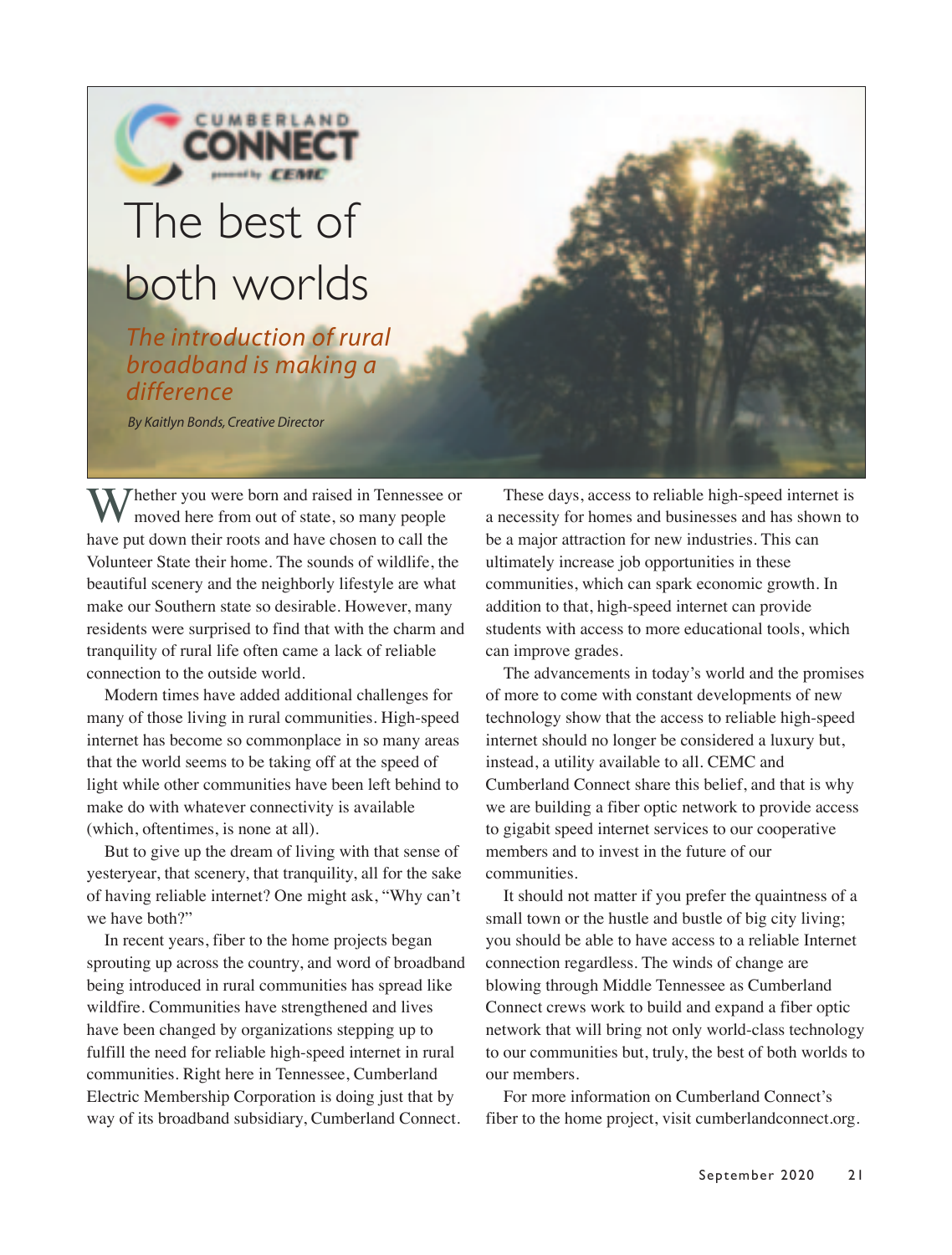CUMBERLAND CONNECT powered by CEMC

# The best of both worlds

## *The introduction of rural broadband is making a difference*

*By Kaitlyn Bonds, Creative Director*

Whether you were born and raised in Tennessee or moved here from out of state, so many people have put down their roots and have chosen to call the Volunteer State their home. The sounds of wildlife, the beautiful scenery and the neighborly lifestyle are what make our Southern state so desirable. However, many residents were surprised to find that with the charm and tranquility of rural life often came a lack of reliable connection to the outside world.

Modern times have added additional challenges for many of those living in rural communities. High-speed internet has become so commonplace in so many areas that the world seems to be taking off at the speed of light while other communities have been left behind to make do with whatever connectivity is available (which, oftentimes, is none at all).

But to give up the dream of living with that sense of yesteryear, that scenery, that tranquility, all for the sake of having reliable internet? One might ask, "Why can't we have both?"

In recent years, fiber to the home projects began sprouting up across the country, and word of broadband being introduced in rural communities has spread like wildfire. Communities have strengthened and lives have been changed by organizations stepping up to fulfill the need for reliable high-speed internet in rural communities. Right here in Tennessee, Cumberland Electric Membership Corporation is doing just that by way of its broadband subsidiary, Cumberland Connect.

These days, access to reliable high-speed internet is a necessity for homes and businesses and has shown to be a major attraction for new industries. This can ultimately increase job opportunities in these communities, which can spark economic growth. In addition to that, high-speed internet can provide students with access to more educational tools, which can improve grades.

The advancements in today's world and the promises of more to come with constant developments of new technology show that the access to reliable high-speed internet should no longer be considered a luxury but, instead, a utility available to all. CEMC and Cumberland Connect share this belief, and that is why we are building a fiber optic network to provide access to gigabit speed internet services to our cooperative members and to invest in the future of our communities.

It should not matter if you prefer the quaintness of a small town or the hustle and bustle of big city living; you should be able to have access to a reliable Internet connection regardless. The winds of change are blowing through Middle Tennessee as Cumberland Connect crews work to build and expand a fiber optic network that will bring not only world-class technology to our communities but, truly, the best of both worlds to our members.

For more information on Cumberland Connect's fiber to the home project, visit cumberlandconnect.org.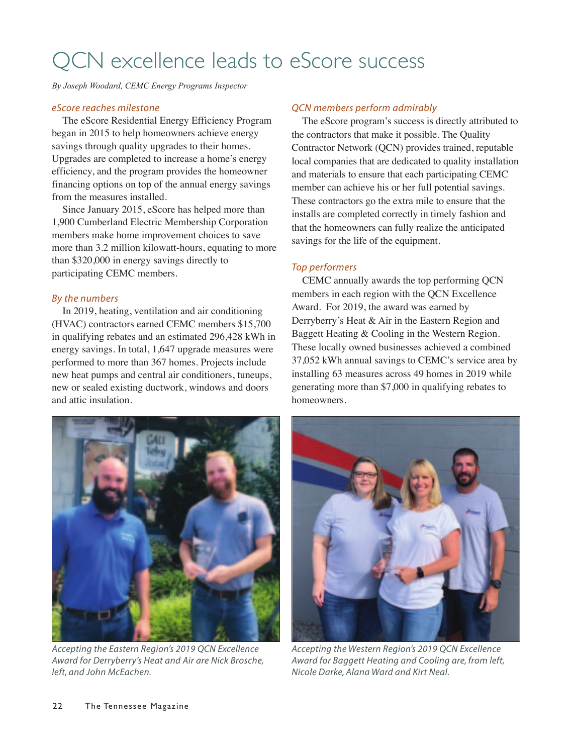# QCN excellence leads to eScore success

*By Joseph Woodard, CEMC Energy Programs Inspector*

### *eScore reaches milestone*

The eScore Residential Energy Efficiency Program began in 2015 to help homeowners achieve energy savings through quality upgrades to their homes. Upgrades are completed to increase a home's energy efficiency, and the program provides the homeowner financing options on top of the annual energy savings from the measures installed.

Since January 2015, eScore has helped more than 1,900 Cumberland Electric Membership Corporation members make home improvement choices to save more than 3.2 million kilowatt-hours, equating to more than $320,000 in energy savings directly to participating CEMC members.

### *By the numbers*

In 2019, heating, ventilation and air conditioning (HVAC) contractors earned CEMC members $15,700 in qualifying rebates and an estimated 296,428 kWh in energy savings. In total, 1,647 upgrade measures were performed to more than 367 homes. Projects include new heat pumps and central air conditioners, tuneups, new or sealed existing ductwork, windows and doors and attic insulation.

### *QCN members perform admirably*

The eScore program's success is directly attributed to the contractors that make it possible. The Quality Contractor Network (QCN) provides trained, reputable local companies that are dedicated to quality installation and materials to ensure that each participating CEMC member can achieve his or her full potential savings. These contractors go the extra mile to ensure that the installs are completed correctly in timely fashion and that the homeowners can fully realize the anticipated savings for the life of the equipment.

### *Top performers*

CEMC annually awards the top performing QCN members in each region with the QCN Excellence Award. For 2019, the award was earned by Derryberry's Heat & Air in the Eastern Region and Baggett Heating & Cooling in the Western Region. These locally owned businesses achieved a combined 37,052 kWh annual savings to CEMC's service area by installing 63 measures across 49 homes in 2019 while generating more than $7,000 in qualifying rebates to homeowners.

*Accepting the Eastern Region's 2019 QCN Excellence Award for Derryberry's Heat and Air are Nick Brosche, left, and John McEachen.*

*Accepting the Western Region's 2019 QCN Excellence Award for Baggett Heating and Cooling are, from left, Nicole Darke, Alana Ward and Kirt Neal.*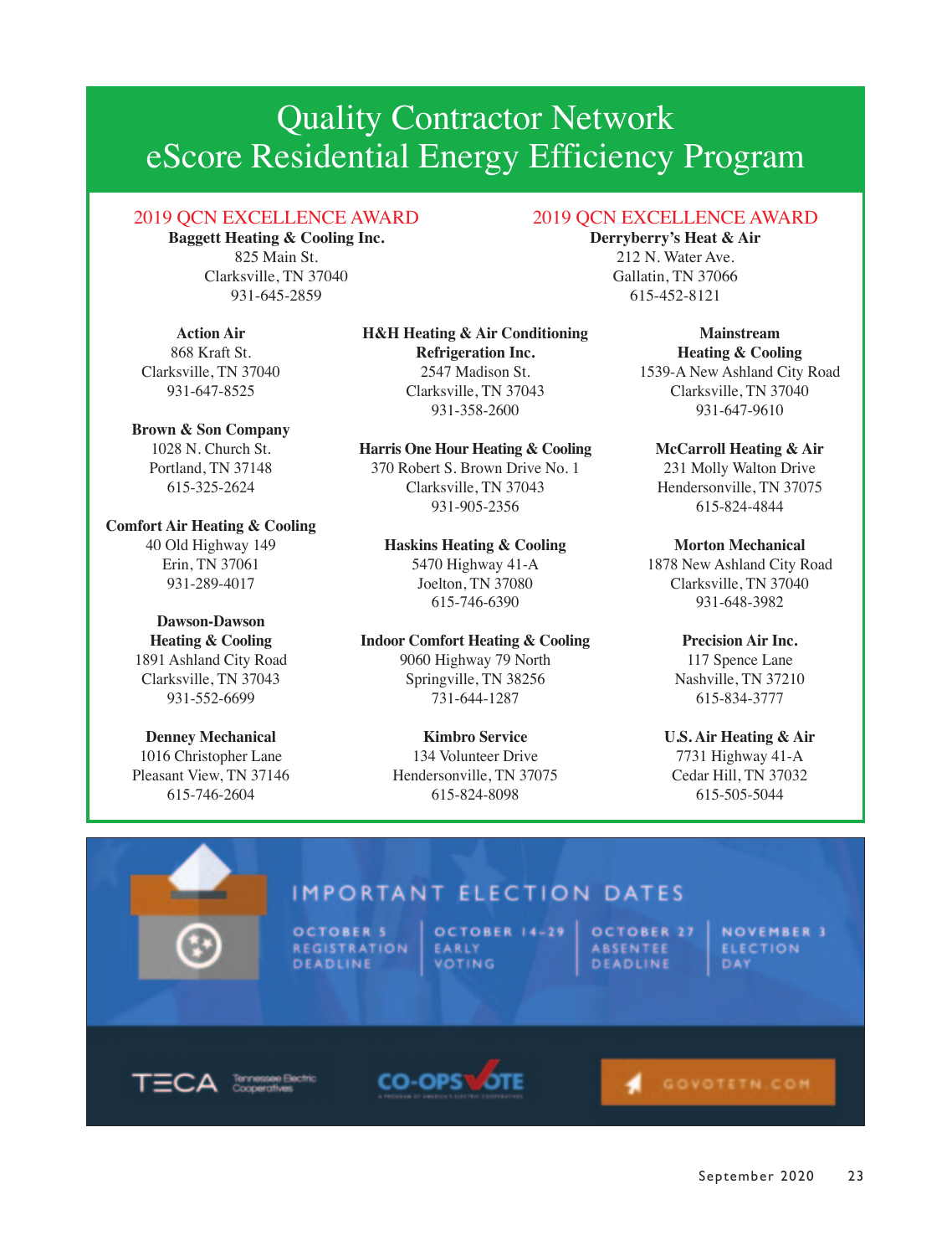# Quality Contractor Network
# eScore Residential Energy Efficiency Program

2019 QCN EXCELLENCE AWARD
**Baggett Heating & Cooling Inc.**
825 Main St.
Clarksville, TN 37040
931-645-2859

2019 QCN EXCELLENCE AWARD
**Derryberry's Heat & Air**
212 N. Water Ave.
Gallatin, TN 37066
615-452-8121

**Action Air**
868 Kraft St.
Clarksville, TN 37040
931-647-8525

**Brown & Son Company**
1028 N. Church St.
Portland, TN 37148
615-325-2624

**Comfort Air Heating & Cooling**
40 Old Highway 149
Erin, TN 37061
931-289-4017

**Dawson-Dawson Heating & Cooling**
1891 Ashland City Road
Clarksville, TN 37043
931-552-6699

**Denney Mechanical**
1016 Christopher Lane
Pleasant View, TN 37146
615-746-2604

**H&H Heating & Air Conditioning Refrigeration Inc.**
2547 Madison St.
Clarksville, TN 37043
931-358-2600

**Harris One Hour Heating & Cooling**
370 Robert S. Brown Drive No. 1
Clarksville, TN 37043
931-905-2356

**Haskins Heating & Cooling**
5470 Highway 41-A
Joelton, TN 37080
615-746-6390

**Indoor Comfort Heating & Cooling**
9060 Highway 79 North
Springville, TN 38256
731-644-1287

**Kimbro Service**
134 Volunteer Drive
Hendersonville, TN 37075
615-824-8098

**Mainstream Heating & Cooling**
1539-A New Ashland City Road
Clarksville, TN 37040
931-647-9610

**McCarroll Heating & Air**
231 Molly Walton Drive
Hendersonville, TN 37075
615-824-4844

**Morton Mechanical**
1878 New Ashland City Road
Clarksville, TN 37040
931-648-3982

**Precision Air Inc.**
117 Spence Lane
Nashville, TN 37210
615-834-3777

**U.S. Air Heating & Air**
7731 Highway 41-A
Cedar Hill, TN 37032
615-505-5044

## IMPORTANT ELECTION DATES

OCTOBER 5 — REGISTRATION DEADLINE

OCTOBER 14–29 — EARLY VOTING

OCTOBER 27 — ABSENTEE DEADLINE

NOVEMBER 3 — ELECTION DAY

TECA Tennessee Electric Cooperatives

CO-OPS VOTE — A PROGRAM OF AMERICA'S ELECTRIC COOPERATIVES

GOVOTETN.COM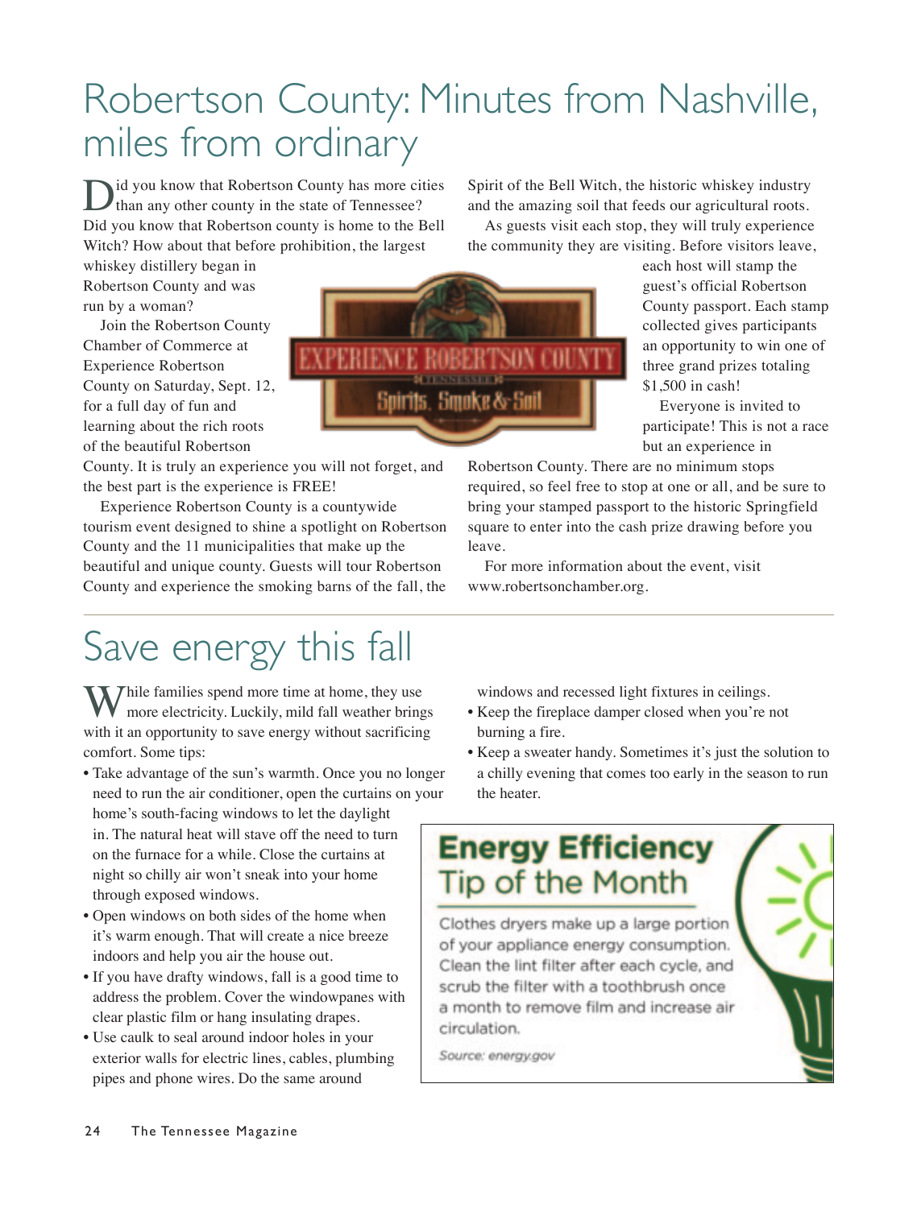# Robertson County: Minutes from Nashville, miles from ordinary

Did you know that Robertson County has more cities than any other county in the state of Tennessee? Did you know that Robertson county is home to the Bell Witch? How about that before prohibition, the largest whiskey distillery began in Robertson County and was run by a woman?

Join the Robertson County Chamber of Commerce at Experience Robertson County on Saturday, Sept. 12, for a full day of fun and learning about the rich roots of the beautiful Robertson County. It is truly an experience you will not forget, and the best part is the experience is FREE!

Experience Robertson County is a countywide tourism event designed to shine a spotlight on Robertson County and the 11 municipalities that make up the beautiful and unique county. Guests will tour Robertson County and experience the smoking barns of the fall, the Spirit of the Bell Witch, the historic whiskey industry and the amazing soil that feeds our agricultural roots.

As guests visit each stop, they will truly experience the community they are visiting. Before visitors leave, each host will stamp the guest's official Robertson County passport. Each stamp collected gives participants an opportunity to win one of three grand prizes totaling $1,500 in cash!

Everyone is invited to participate! This is not a race but an experience in Robertson County. There are no minimum stops required, so feel free to stop at one or all, and be sure to bring your stamped passport to the historic Springfield square to enter into the cash prize drawing before you leave.

For more information about the event, visit www.robertsonchamber.org.

# Save energy this fall

While families spend more time at home, they use more electricity. Luckily, mild fall weather brings with it an opportunity to save energy without sacrificing comfort. Some tips:

- Take advantage of the sun's warmth. Once you no longer need to run the air conditioner, open the curtains on your home's south-facing windows to let the daylight in. The natural heat will stave off the need to turn on the furnace for a while. Close the curtains at night so chilly air won't sneak into your home through exposed windows.
- Open windows on both sides of the home when it's warm enough. That will create a nice breeze indoors and help you air the house out.
- If you have drafty windows, fall is a good time to address the problem. Cover the windowpanes with clear plastic film or hang insulating drapes.
- Use caulk to seal around indoor holes in your exterior walls for electric lines, cables, plumbing pipes and phone wires. Do the same around windows and recessed light fixtures in ceilings.
- Keep the fireplace damper closed when you're not burning a fire.
- Keep a sweater handy. Sometimes it's just the solution to a chilly evening that comes too early in the season to run the heater.

## Energy Efficiency Tip of the Month

Clothes dryers make up a large portion of your appliance energy consumption. Clean the lint filter after each cycle, and scrub the filter with a toothbrush once a month to remove film and increase air circulation.

*Source: energy.gov*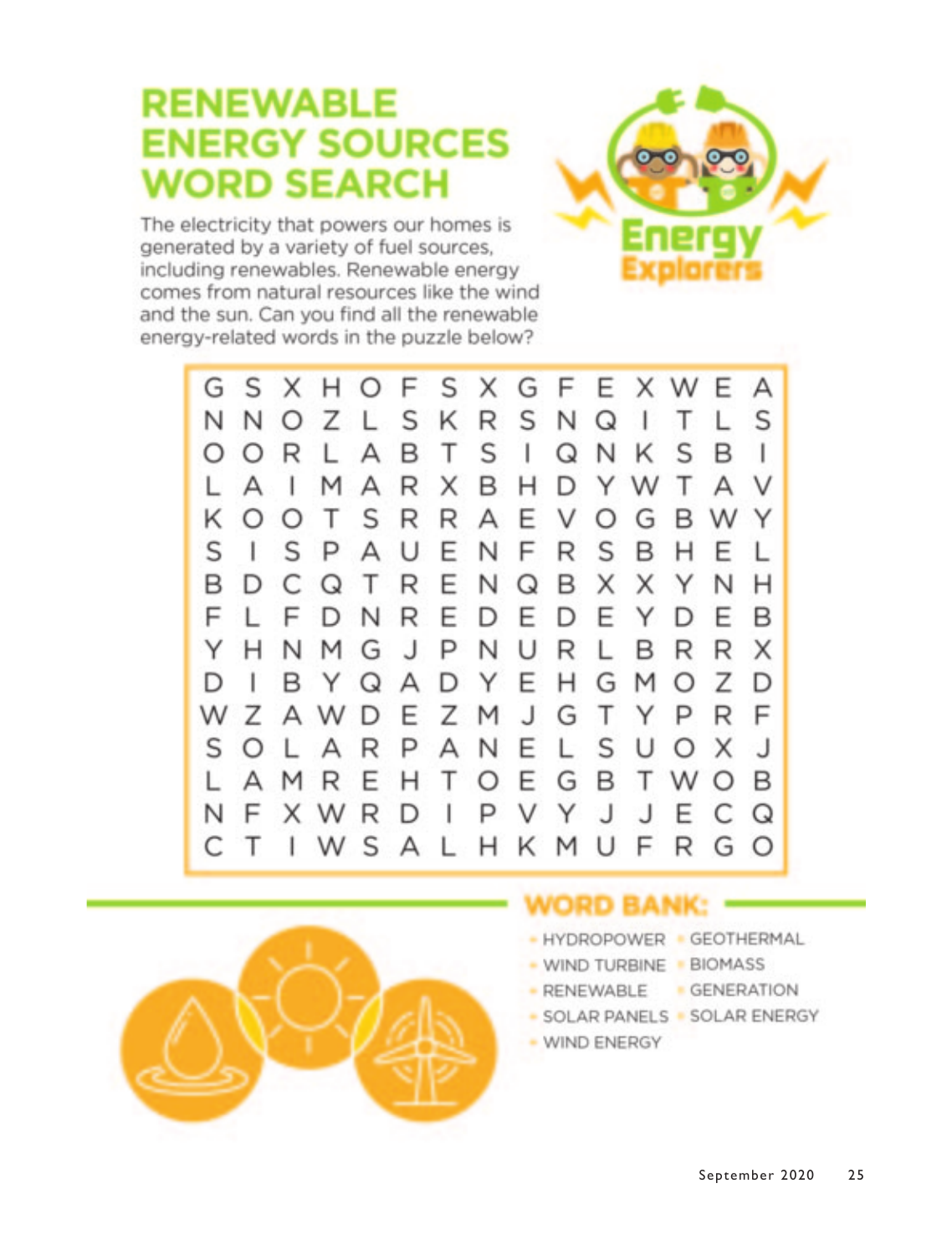# RENEWABLE ENERGY SOURCES WORD SEARCH

The electricity that powers our homes is generated by a variety of fuel sources, including renewables. Renewable energy comes from natural resources like the wind and the sun. Can you find all the renewable energy-related words in the puzzle below?

Energy Explorers

| | | | | | | | | | | | | | | |
|---|---|---|---|---|---|---|---|---|---|---|---|---|---|---|
| G | S | X | H | O | F | S | X | G | F | E | X | W | E | A |
| N | N | O | Z | L | S | K | R | S | N | Q | I | T | L | S |
| O | O | R | L | A | B | T | S | I | Q | N | K | S | B | I |
| L | A | I | M | A | R | X | B | H | D | Y | W | T | A | V |
| K | O | O | T | S | R | R | A | E | V | O | G | B | W | Y |
| S | I | S | P | A | U | E | N | F | R | S | B | H | E | L |
| B | D | C | Q | T | R | E | N | Q | B | X | X | Y | N | H |
| F | L | F | D | N | R | E | D | E | D | E | Y | D | E | B |
| Y | H | N | M | G | J | P | N | U | R | L | B | R | R | X |
| D | I | B | Y | Q | A | D | Y | E | H | G | M | O | Z | D |
| W | Z | A | W | D | E | Z | M | J | G | T | Y | P | R | F |
| S | O | L | A | R | P | A | N | E | L | S | U | O | X | J |
| L | A | M | R | E | H | T | O | E | G | B | T | W | O | B |
| N | F | X | W | R | D | I | P | V | Y | J | J | E | C | Q |
| C | T | I | W | S | A | L | H | K | M | U | F | R | G | O |

## WORD BANK:

- HYDROPOWER
- GEOTHERMAL
- WIND TURBINE
- BIOMASS
- RENEWABLE
- GENERATION
- SOLAR PANELS
- SOLAR ENERGY
- WIND ENERGY